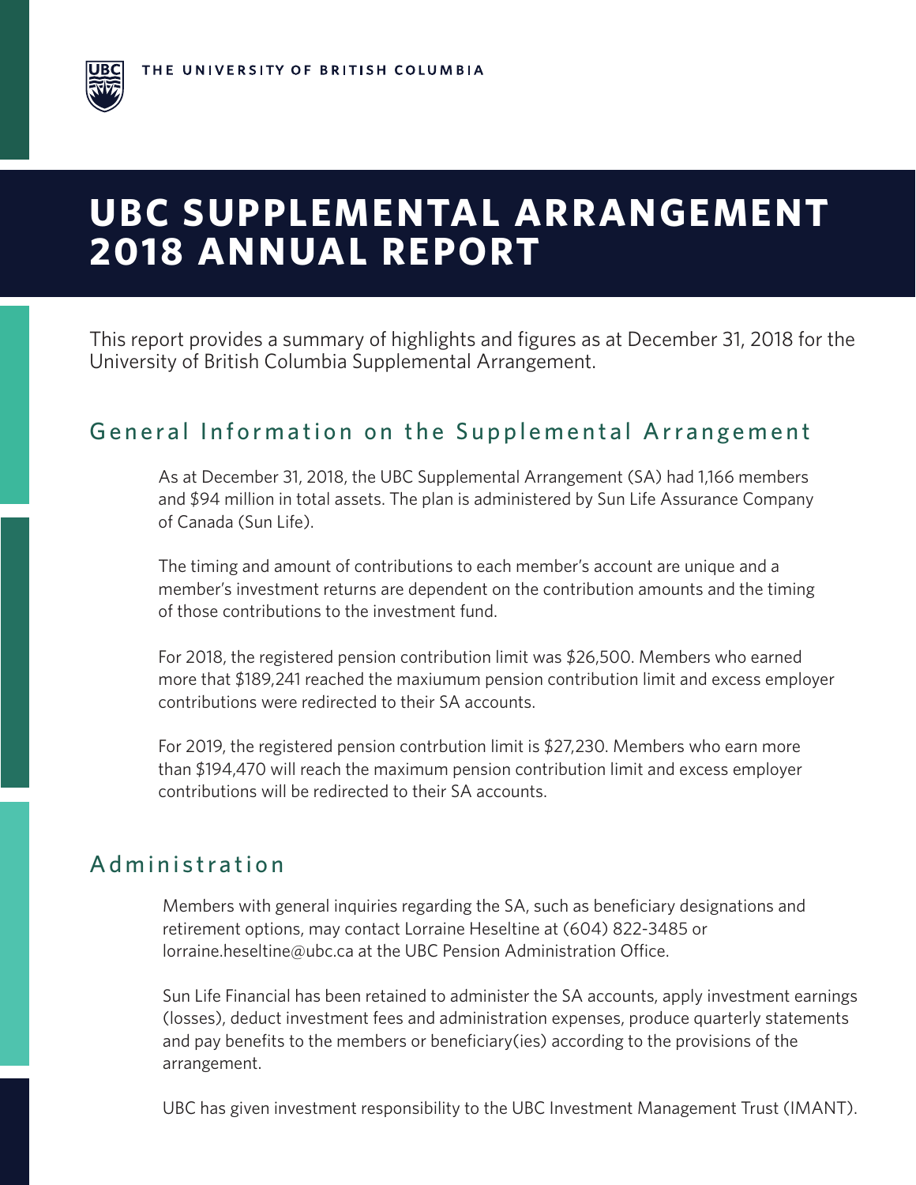THE UNIVERSITY OF BRITISH COLUMBIA

# UBC SUPPLEMENTAL ARRANGEMENT 2018 ANNUAL REPORT

This report provides a summary of highlights and figures as at December 31, 2018 for the University of British Columbia Supplemental Arrangement.

## General Information on the Supplemental Arrangement

As at December 31, 2018, the UBC Supplemental Arrangement (SA) had 1,166 members and $94 million in total assets. The plan is administered by Sun Life Assurance Company of Canada (Sun Life).

The timing and amount of contributions to each member's account are unique and a member's investment returns are dependent on the contribution amounts and the timing of those contributions to the investment fund.

For 2018, the registered pension contribution limit was $26,500. Members who earned more that $189,241 reached the maxiumum pension contribution limit and excess employer contributions were redirected to their SA accounts.

For 2019, the registered pension contrbution limit is $27,230. Members who earn more than $194,470 will reach the maximum pension contribution limit and excess employer contributions will be redirected to their SA accounts.

## Administration

Members with general inquiries regarding the SA, such as beneficiary designations and retirement options, may contact Lorraine Heseltine at (604) 822-3485 or lorraine.heseltine@ubc.ca at the UBC Pension Administration Office.

Sun Life Financial has been retained to administer the SA accounts, apply investment earnings (losses), deduct investment fees and administration expenses, produce quarterly statements and pay benefits to the members or beneficiary(ies) according to the provisions of the arrangement.

UBC has given investment responsibility to the UBC Investment Management Trust (IMANT).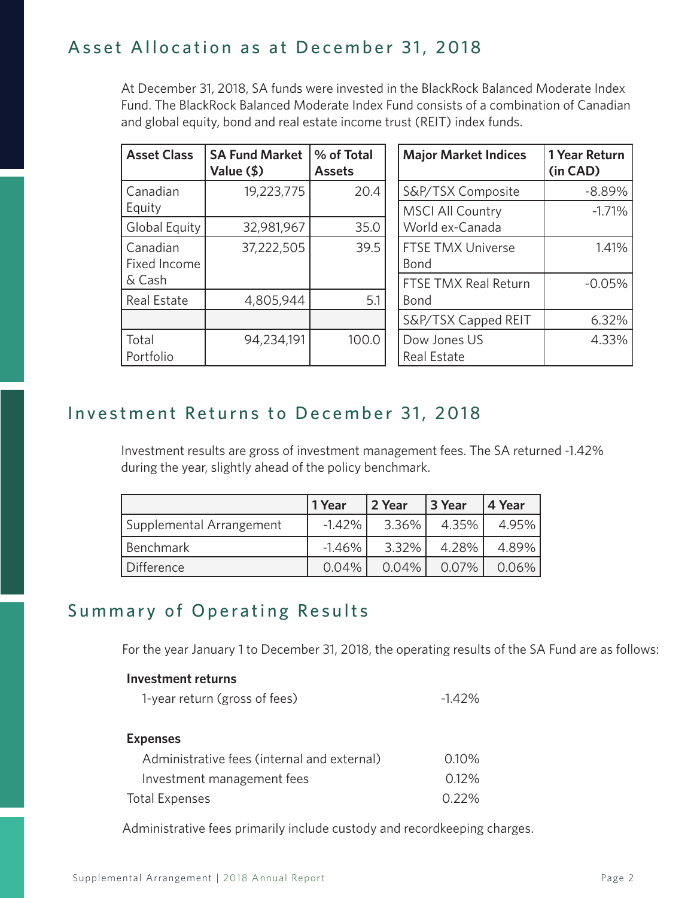## Asset Allocation as at December 31, 2018

At December 31, 2018, SA funds were invested in the BlackRock Balanced Moderate Index Fund. The BlackRock Balanced Moderate Index Fund consists of a combination of Canadian and global equity, bond and real estate income trust (REIT) index funds.

| Asset Class | SA Fund Market Value ($) | % of Total Assets |
|---|---|---|
| Canadian Equity | 19,223,775 | 20.4 |
| Global Equity | 32,981,967 | 35.0 |
| Canadian Fixed Income & Cash | 37,222,505 | 39.5 |
| Real Estate | 4,805,944 | 5.1 |
| | | |
| Total Portfolio | 94,234,191 | 100.0 |

| Major Market Indices | 1 Year Return (in CAD) |
|---|---|
| S&P/TSX Composite | -8.89% |
| MSCI All Country World ex-Canada | -1.71% |
| FTSE TMX Universe Bond | 1.41% |
| FTSE TMX Real Return Bond | -0.05% |
| S&P/TSX Capped REIT | 6.32% |
| Dow Jones US Real Estate | 4.33% |

## Investment Returns to December 31, 2018

Investment results are gross of investment management fees. The SA returned -1.42% during the year, slightly ahead of the policy benchmark.

| | 1 Year | 2 Year | 3 Year | 4 Year |
|---|---|---|---|---|
| Supplemental Arrangement | -1.42% | 3.36% | 4.35% | 4.95% |
| Benchmark | -1.46% | 3.32% | 4.28% | 4.89% |
| Difference | 0.04% | 0.04% | 0.07% | 0.06% |

## Summary of Operating Results

For the year January 1 to December 31, 2018, the operating results of the SA Fund are as follows:

| | |
|---|---|
| **Investment returns** | |
| 1-year return (gross of fees) | -1.42% |
| | |
| **Expenses** | |
| Administrative fees (internal and external) | 0.10% |
| Investment management fees | 0.12% |
| Total Expenses | 0.22% |

Administrative fees primarily include custody and recordkeeping charges.